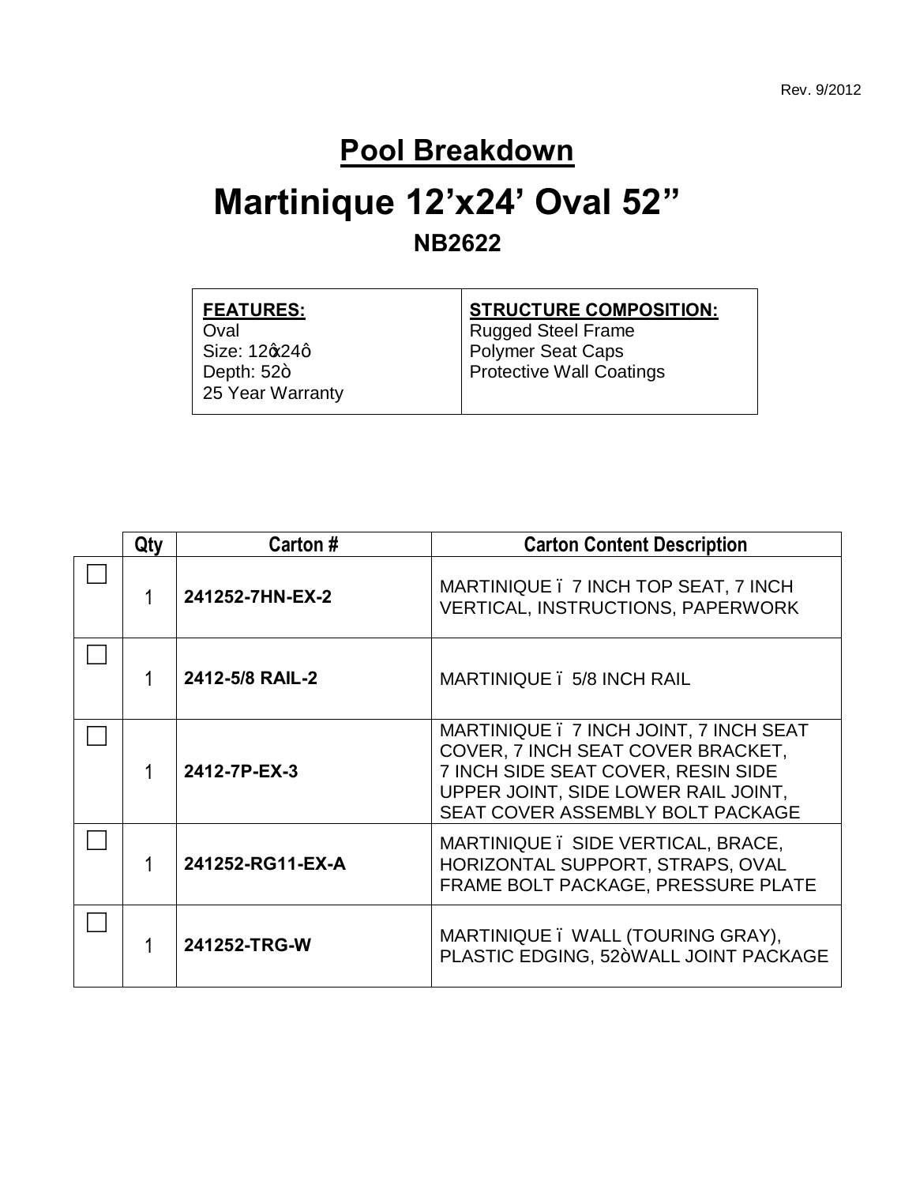Rev. 9/2012

# Pool Breakdown

# Martinique 12’x24’ Oval 52”

## NB2622

| **FEATURES:** | **STRUCTURE COMPOSITION:** |
|---|---|
| Oval<br>Size: 12ꞌx24ꞌ<br>Depth: 52”<br>25 Year Warranty | Rugged Steel Frame<br>Polymer Seat Caps<br>Protective Wall Coatings |

| | Qty | Carton # | Carton Content Description |
|---|---|---|---|
| ☐ | 1 | **241252-7HN-EX-2** | MARTINIQUE – 7 INCH TOP SEAT, 7 INCH VERTICAL, INSTRUCTIONS, PAPERWORK |
| ☐ | 1 | **2412-5/8 RAIL-2** | MARTINIQUE – 5/8 INCH RAIL |
| ☐ | 1 | **2412-7P-EX-3** | MARTINIQUE – 7 INCH JOINT, 7 INCH SEAT COVER, 7 INCH SEAT COVER BRACKET, 7 INCH SIDE SEAT COVER, RESIN SIDE UPPER JOINT, SIDE LOWER RAIL JOINT, SEAT COVER ASSEMBLY BOLT PACKAGE |
| ☐ | 1 | **241252-RG11-EX-A** | MARTINIQUE – SIDE VERTICAL, BRACE, HORIZONTAL SUPPORT, STRAPS, OVAL FRAME BOLT PACKAGE, PRESSURE PLATE |
| ☐ | 1 | **241252-TRG-W** | MARTINIQUE – WALL (TOURING GRAY), PLASTIC EDGING, 52”WALL JOINT PACKAGE |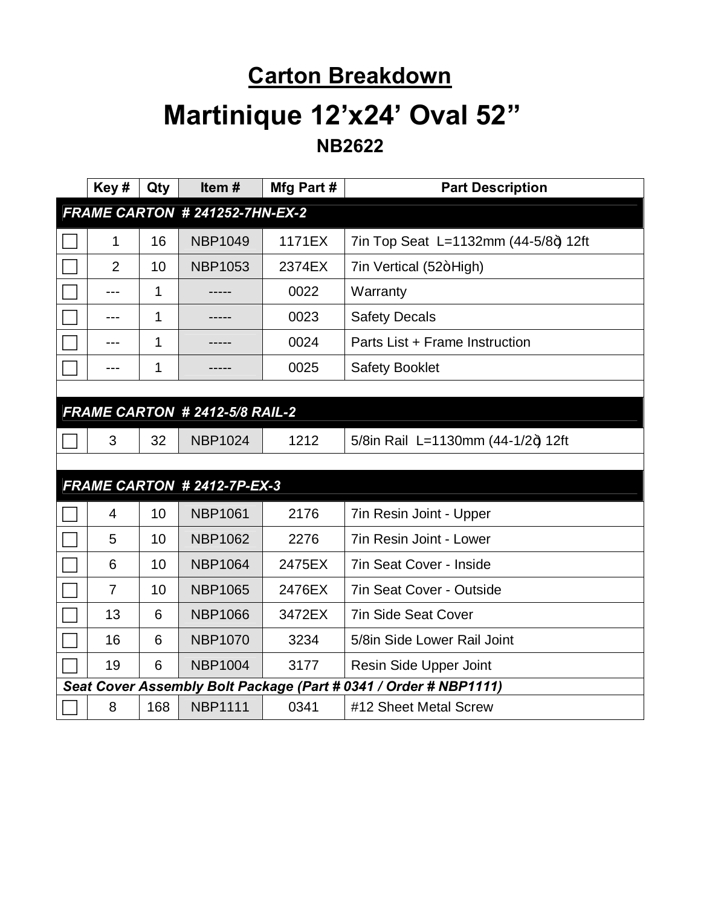## Carton Breakdown

# Martinique 12'x24' Oval 52"

### NB2622

| | Key # | Qty | Item # | Mfg Part # | Part Description |
|---|---|---|---|---|---|
| ***FRAME CARTON # 241252-7HN-EX-2*** | | | | | |
| ☐ | 1 | 16 | NBP1049 | 1171EX | 7in Top Seat L=1132mm (44-5/8") 12ft |
| ☐ | 2 | 10 | NBP1053 | 2374EX | 7in Vertical (52" High) |
| ☐ | --- | 1 | ----- | 0022 | Warranty |
| ☐ | --- | 1 | ----- | 0023 | Safety Decals |
| ☐ | --- | 1 | ----- | 0024 | Parts List + Frame Instruction |
| ☐ | --- | 1 | ----- | 0025 | Safety Booklet |
| | | | | | |
| ***FRAME CARTON # 2412-5/8 RAIL-2*** | | | | | |
| ☐ | 3 | 32 | NBP1024 | 1212 | 5/8in Rail L=1130mm (44-1/2") 12ft |
| | | | | | |
| ***FRAME CARTON # 2412-7P-EX-3*** | | | | | |
| ☐ | 4 | 10 | NBP1061 | 2176 | 7in Resin Joint - Upper |
| ☐ | 5 | 10 | NBP1062 | 2276 | 7in Resin Joint - Lower |
| ☐ | 6 | 10 | NBP1064 | 2475EX | 7in Seat Cover - Inside |
| ☐ | 7 | 10 | NBP1065 | 2476EX | 7in Seat Cover - Outside |
| ☐ | 13 | 6 | NBP1066 | 3472EX | 7in Side Seat Cover |
| ☐ | 16 | 6 | NBP1070 | 3234 | 5/8in Side Lower Rail Joint |
| ☐ | 19 | 6 | NBP1004 | 3177 | Resin Side Upper Joint |
| ***Seat Cover Assembly Bolt Package (Part # 0341 / Order # NBP1111)*** | | | | | |
| ☐ | 8 | 168 | NBP1111 | 0341 | #12 Sheet Metal Screw |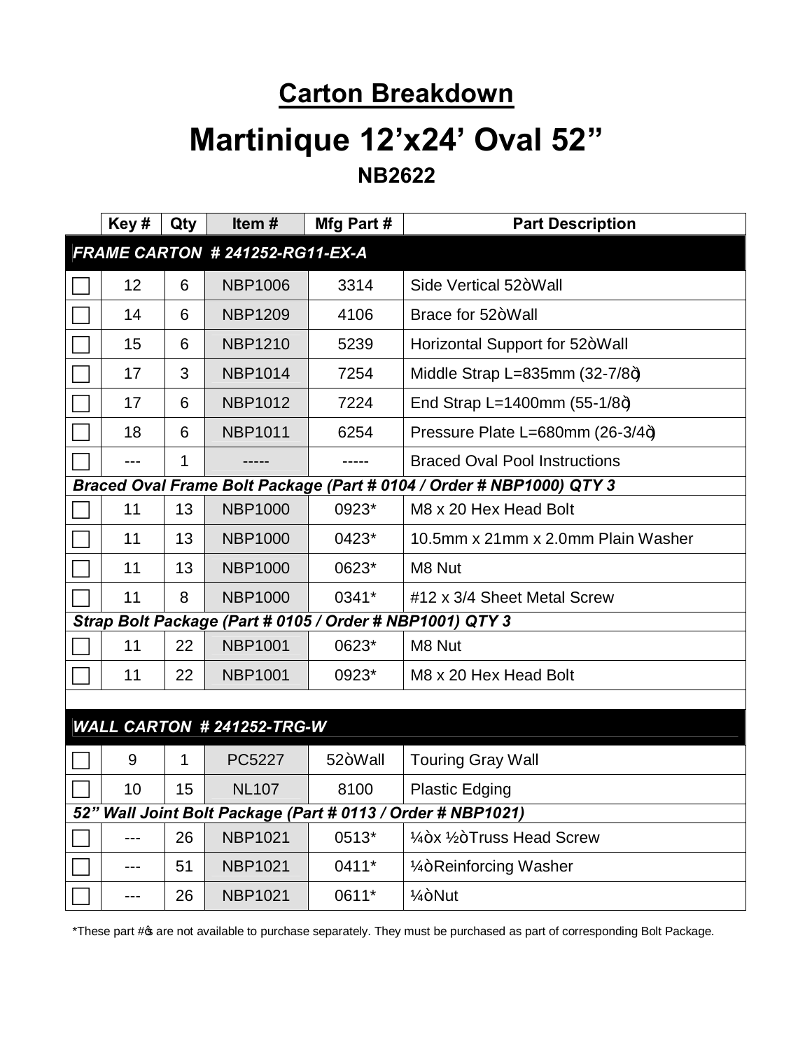# Carton Breakdown

# Martinique 12'x24' Oval 52"

## NB2622

| | Key # | Qty | Item # | Mfg Part # | Part Description |
|---|---|---|---|---|---|
| ***FRAME CARTON # 241252-RG11-EX-A*** | | | | | |
| ☐ | 12 | 6 | NBP1006 | 3314 | Side Vertical 52òWall |
| ☐ | 14 | 6 | NBP1209 | 4106 | Brace for 52òWall |
| ☐ | 15 | 6 | NBP1210 | 5239 | Horizontal Support for 52òWall |
| ☐ | 17 | 3 | NBP1014 | 7254 | Middle Strap L=835mm (32-7/8ö) |
| ☐ | 17 | 6 | NBP1012 | 7224 | End Strap L=1400mm (55-1/8ö) |
| ☐ | 18 | 6 | NBP1011 | 6254 | Pressure Plate L=680mm (26-3/4ö) |
| ☐ | --- | 1 | ----- | ----- | Braced Oval Pool Instructions |
| ***Braced Oval Frame Bolt Package (Part # 0104 / Order # NBP1000) QTY 3*** | | | | | |
| ☐ | 11 | 13 | NBP1000 | 0923* | M8 x 20 Hex Head Bolt |
| ☐ | 11 | 13 | NBP1000 | 0423* | 10.5mm x 21mm x 2.0mm Plain Washer |
| ☐ | 11 | 13 | NBP1000 | 0623* | M8 Nut |
| ☐ | 11 | 8 | NBP1000 | 0341* | #12 x 3/4 Sheet Metal Screw |
| ***Strap Bolt Package (Part # 0105 / Order # NBP1001) QTY 3*** | | | | | |
| ☐ | 11 | 22 | NBP1001 | 0623* | M8 Nut |
| ☐ | 11 | 22 | NBP1001 | 0923* | M8 x 20 Hex Head Bolt |
| ***WALL CARTON # 241252-TRG-W*** | | | | | |
| ☐ | 9 | 1 | PC5227 | 52òWall | Touring Gray Wall |
| ☐ | 10 | 15 | NL107 | 8100 | Plastic Edging |
| ***52" Wall Joint Bolt Package (Part # 0113 / Order # NBP1021)*** | | | | | |
| ☐ | --- | 26 | NBP1021 | 0513* | ¼òx ½òTruss Head Screw |
| ☐ | --- | 51 | NBP1021 | 0411* | ¼òReinforcing Washer |
| ☐ | --- | 26 | NBP1021 | 0611* | ¼òNut |

*These part #ǿs are not available to purchase separately. They must be purchased as part of corresponding Bolt Package.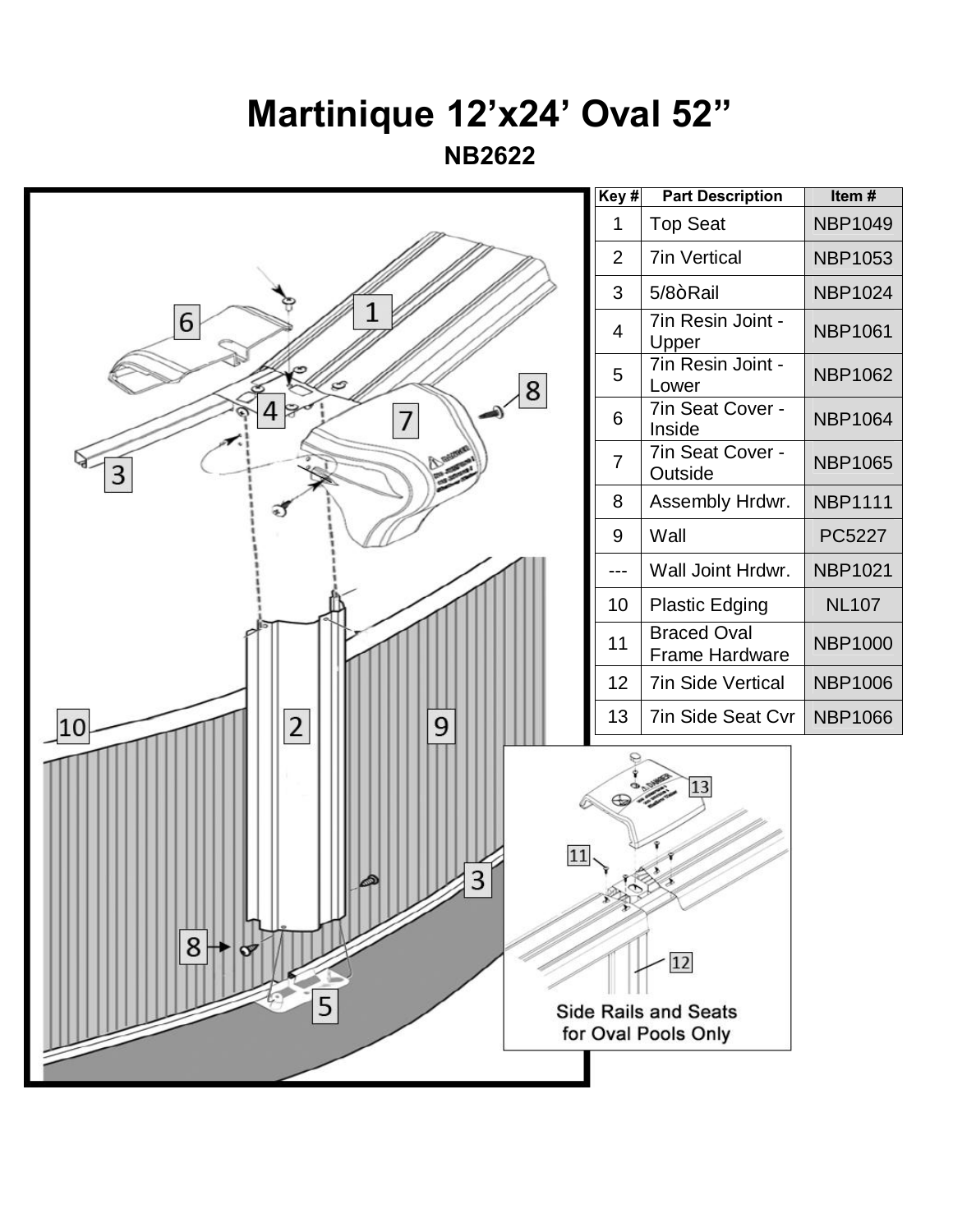# Martinique 12'x24' Oval 52"

## NB2622

| Key # | Part Description | Item # |
|---|---|---|
| 1 | Top Seat | NBP1049 |
| 2 | 7in Vertical | NBP1053 |
| 3 | 5/8òRail | NBP1024 |
| 4 | 7in Resin Joint - Upper | NBP1061 |
| 5 | 7in Resin Joint - Lower | NBP1062 |
| 6 | 7in Seat Cover - Inside | NBP1064 |
| 7 | 7in Seat Cover - Outside | NBP1065 |
| 8 | Assembly Hrdwr. | NBP1111 |
| 9 | Wall | PC5227 |
| --- | Wall Joint Hrdwr. | NBP1021 |
| 10 | Plastic Edging | NL107 |
| 11 | Braced Oval Frame Hardware | NBP1000 |
| 12 | 7in Side Vertical | NBP1006 |
| 13 | 7in Side Seat Cvr | NBP1066 |

Side Rails and Seats for Oval Pools Only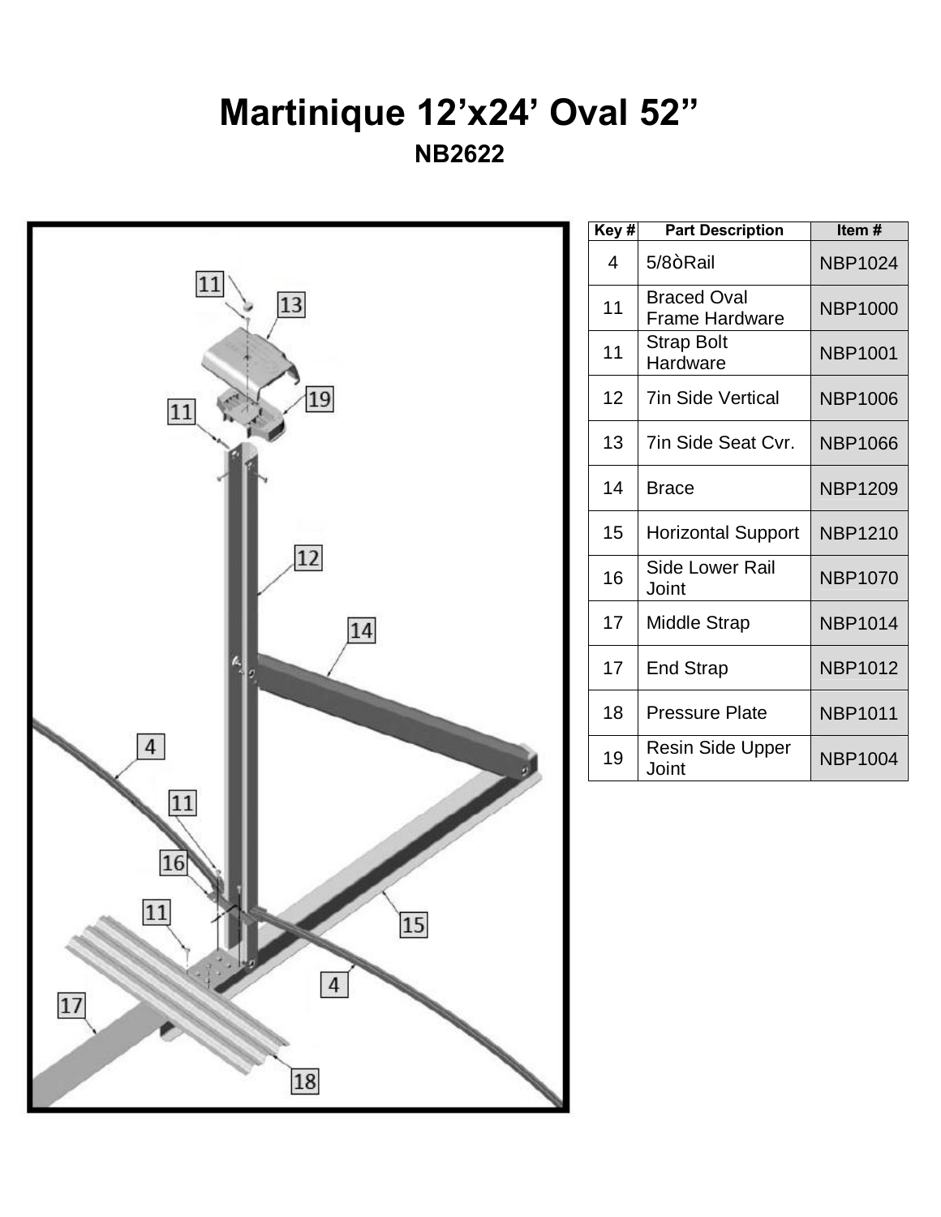# Martinique 12'x24' Oval 52"

## NB2622

| Key # | Part Description | Item # |
|---|---|---|
| 4 | 5/8òRail | NBP1024 |
| 11 | Braced Oval Frame Hardware | NBP1000 |
| 11 | Strap Bolt Hardware | NBP1001 |
| 12 | 7in Side Vertical | NBP1006 |
| 13 | 7in Side Seat Cvr. | NBP1066 |
| 14 | Brace | NBP1209 |
| 15 | Horizontal Support | NBP1210 |
| 16 | Side Lower Rail Joint | NBP1070 |
| 17 | Middle Strap | NBP1014 |
| 17 | End Strap | NBP1012 |
| 18 | Pressure Plate | NBP1011 |
| 19 | Resin Side Upper Joint | NBP1004 |